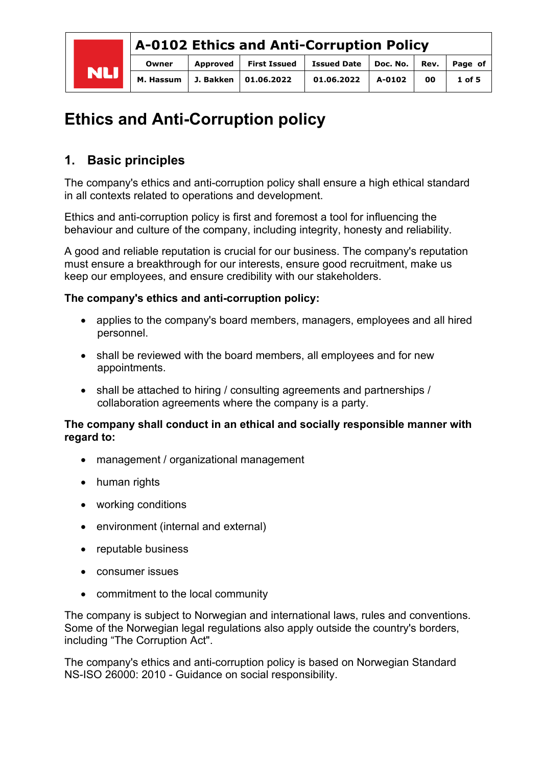# Ethics and Anti-Corruption policy

## 1. Basic principles

The company's ethics and anti-corruption policy shall ensure a high ethical standard in all contexts related to operations and development.

Ethics and anti-corruption policy is first and foremost a tool for influencing the behaviour and culture of the company, including integrity, honesty and reliability.

A good and reliable reputation is crucial for our business. The company's reputation must ensure a breakthrough for our interests, ensure good recruitment, make us keep our employees, and ensure credibility with our stakeholders.

**The company's ethics and anti-corruption policy:**

- applies to the company's board members, managers, employees and all hired personnel.
- shall be reviewed with the board members, all employees and for new appointments.
- shall be attached to hiring / consulting agreements and partnerships / collaboration agreements where the company is a party.

**The company shall conduct in an ethical and socially responsible manner with regard to:**

- management / organizational management
- human rights
- working conditions
- environment (internal and external)
- reputable business
- consumer issues
- commitment to the local community

The company is subject to Norwegian and international laws, rules and conventions. Some of the Norwegian legal regulations also apply outside the country's borders, including "The Corruption Act".

The company's ethics and anti-corruption policy is based on Norwegian Standard NS-ISO 26000: 2010 - Guidance on social responsibility.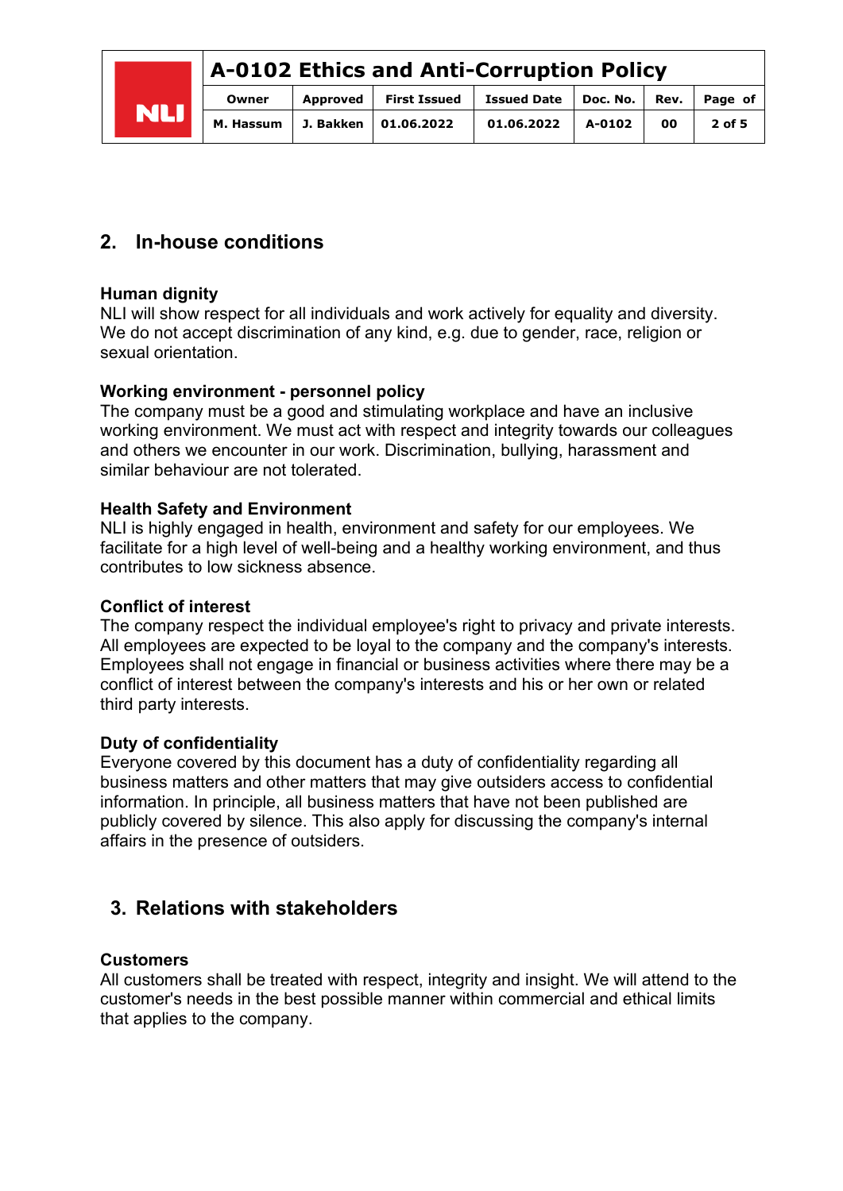## 2. In-house conditions

**Human dignity**
NLI will show respect for all individuals and work actively for equality and diversity. We do not accept discrimination of any kind, e.g. due to gender, race, religion or sexual orientation.

**Working environment - personnel policy**
The company must be a good and stimulating workplace and have an inclusive working environment. We must act with respect and integrity towards our colleagues and others we encounter in our work. Discrimination, bullying, harassment and similar behaviour are not tolerated.

**Health Safety and Environment**
NLI is highly engaged in health, environment and safety for our employees. We facilitate for a high level of well-being and a healthy working environment, and thus contributes to low sickness absence.

**Conflict of interest**
The company respect the individual employee's right to privacy and private interests. All employees are expected to be loyal to the company and the company's interests. Employees shall not engage in financial or business activities where there may be a conflict of interest between the company's interests and his or her own or related third party interests.

**Duty of confidentiality**
Everyone covered by this document has a duty of confidentiality regarding all business matters and other matters that may give outsiders access to confidential information. In principle, all business matters that have not been published are publicly covered by silence. This also apply for discussing the company's internal affairs in the presence of outsiders.

## 3. Relations with stakeholders

**Customers**
All customers shall be treated with respect, integrity and insight. We will attend to the customer's needs in the best possible manner within commercial and ethical limits that applies to the company.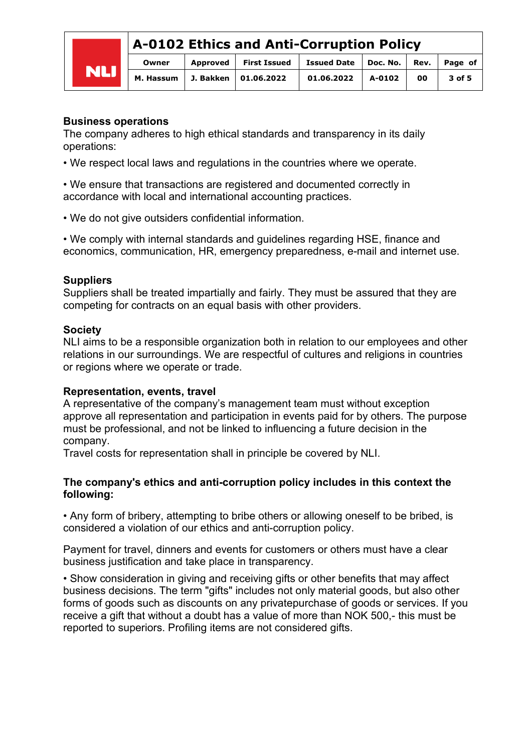**Business operations**
The company adheres to high ethical standards and transparency in its daily operations:

• We respect local laws and regulations in the countries where we operate.

• We ensure that transactions are registered and documented correctly in accordance with local and international accounting practices.

• We do not give outsiders confidential information.

• We comply with internal standards and guidelines regarding HSE, finance and economics, communication, HR, emergency preparedness, e-mail and internet use.

**Suppliers**
Suppliers shall be treated impartially and fairly. They must be assured that they are competing for contracts on an equal basis with other providers.

**Society**
NLI aims to be a responsible organization both in relation to our employees and other relations in our surroundings. We are respectful of cultures and religions in countries or regions where we operate or trade.

**Representation, events, travel**
A representative of the company's management team must without exception approve all representation and participation in events paid for by others. The purpose must be professional, and not be linked to influencing a future decision in the company.
Travel costs for representation shall in principle be covered by NLI.

**The company's ethics and anti-corruption policy includes in this context the following:**

• Any form of bribery, attempting to bribe others or allowing oneself to be bribed, is considered a violation of our ethics and anti-corruption policy.

Payment for travel, dinners and events for customers or others must have a clear business justification and take place in transparency.

• Show consideration in giving and receiving gifts or other benefits that may affect business decisions. The term "gifts" includes not only material goods, but also other forms of goods such as discounts on any privatepurchase of goods or services. If you receive a gift that without a doubt has a value of more than NOK 500,- this must be reported to superiors. Profiling items are not considered gifts.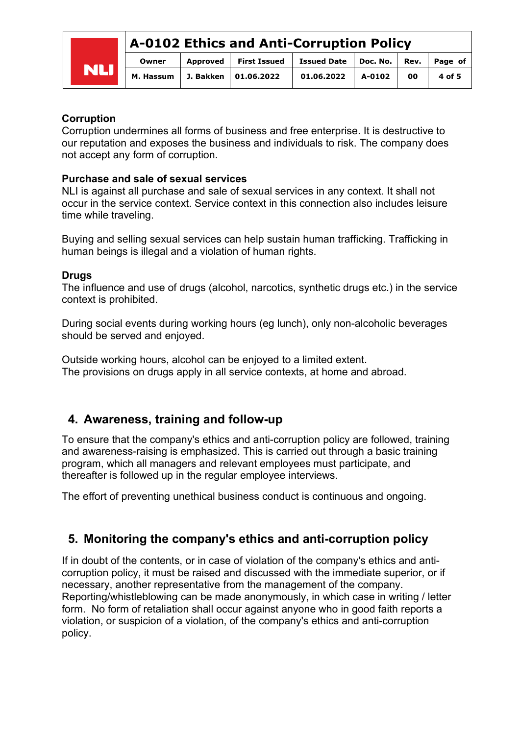**Corruption**

Corruption undermines all forms of business and free enterprise. It is destructive to our reputation and exposes the business and individuals to risk. The company does not accept any form of corruption.

**Purchase and sale of sexual services**

NLI is against all purchase and sale of sexual services in any context. It shall not occur in the service context. Service context in this connection also includes leisure time while traveling.

Buying and selling sexual services can help sustain human trafficking. Trafficking in human beings is illegal and a violation of human rights.

**Drugs**

The influence and use of drugs (alcohol, narcotics, synthetic drugs etc.) in the service context is prohibited.

During social events during working hours (eg lunch), only non-alcoholic beverages should be served and enjoyed.

Outside working hours, alcohol can be enjoyed to a limited extent.
The provisions on drugs apply in all service contexts, at home and abroad.

## 4. Awareness, training and follow-up

To ensure that the company's ethics and anti-corruption policy are followed, training and awareness-raising is emphasized. This is carried out through a basic training program, which all managers and relevant employees must participate, and thereafter is followed up in the regular employee interviews.

The effort of preventing unethical business conduct is continuous and ongoing.

## 5. Monitoring the company's ethics and anti-corruption policy

If in doubt of the contents, or in case of violation of the company's ethics and anti-corruption policy, it must be raised and discussed with the immediate superior, or if necessary, another representative from the management of the company. Reporting/whistleblowing can be made anonymously, in which case in writing / letter form. No form of retaliation shall occur against anyone who in good faith reports a violation, or suspicion of a violation, of the company's ethics and anti-corruption policy.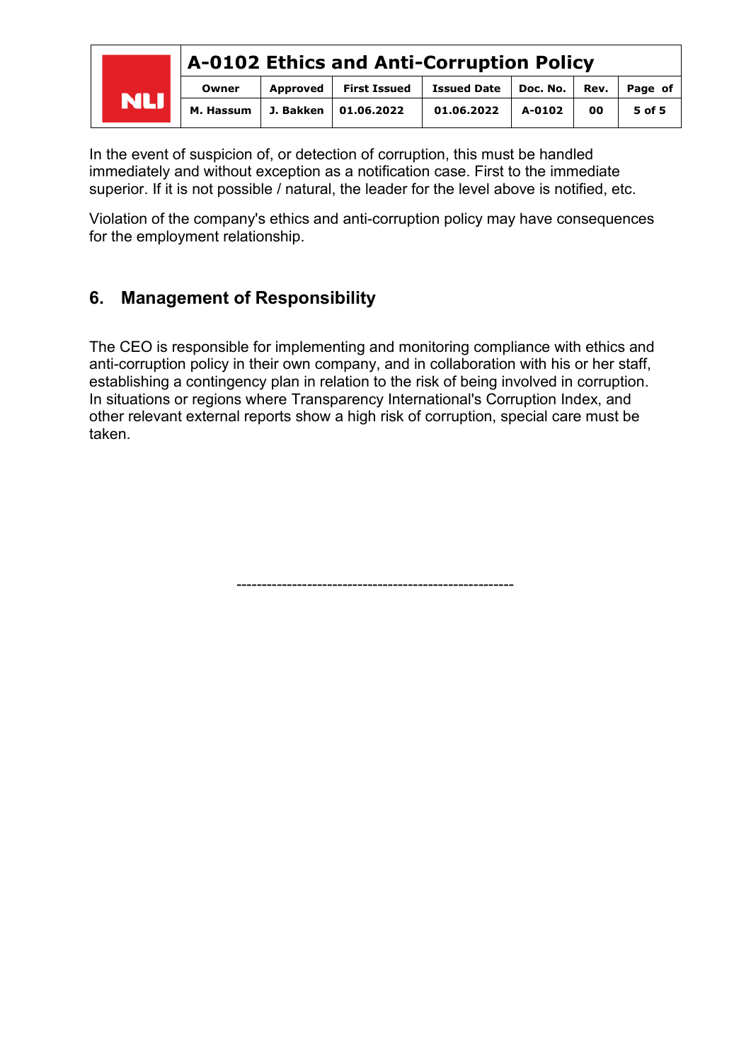In the event of suspicion of, or detection of corruption, this must be handled immediately and without exception as a notification case. First to the immediate superior. If it is not possible / natural, the leader for the level above is notified, etc.

Violation of the company's ethics and anti-corruption policy may have consequences for the employment relationship.

## 6. Management of Responsibility

The CEO is responsible for implementing and monitoring compliance with ethics and anti-corruption policy in their own company, and in collaboration with his or her staff, establishing a contingency plan in relation to the risk of being involved in corruption. In situations or regions where Transparency International's Corruption Index, and other relevant external reports show a high risk of corruption, special care must be taken.

-----------------------------------------------------